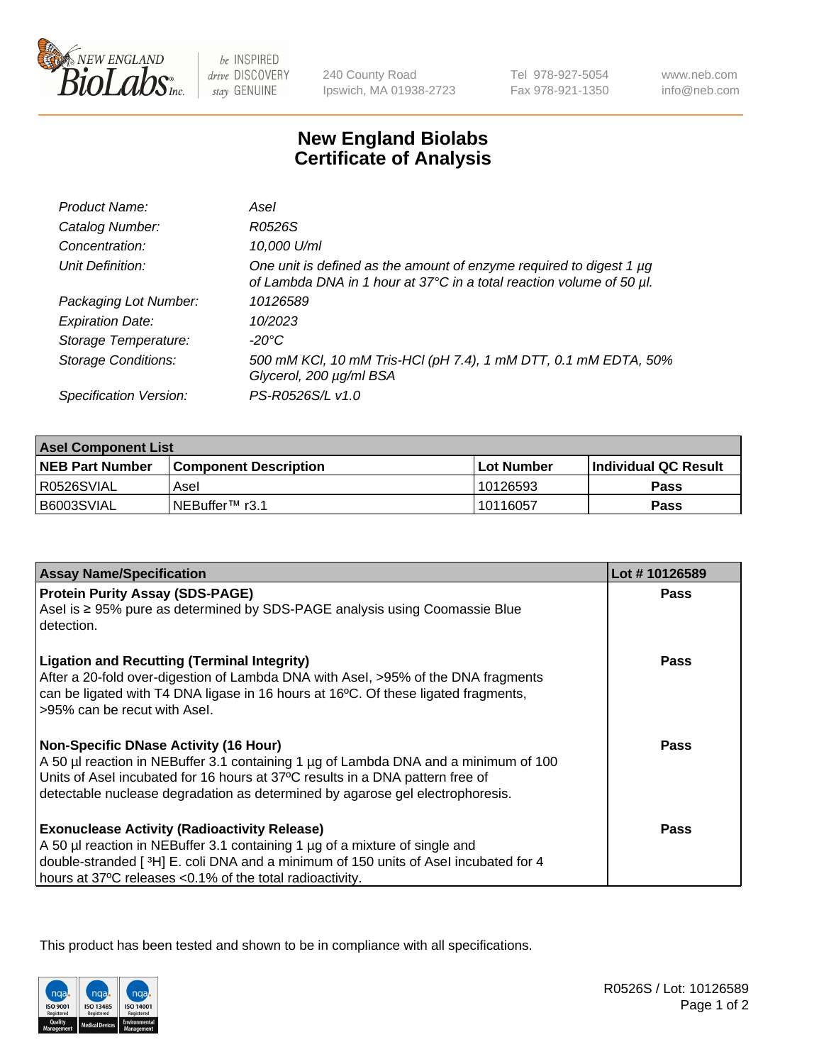New England BioLabs Inc. — be INSPIRED drive DISCOVERY stay GENUINE

240 County Road
Ipswich, MA 01938-2723

Tel 978-927-5054
Fax 978-921-1350

www.neb.com
info@neb.com

# New England Biolabs Certificate of Analysis

| | |
|---|---|
| *Product Name:* | *AseI* |
| *Catalog Number:* | *R0526S* |
| *Concentration:* | *10,000 U/ml* |
| *Unit Definition:* | *One unit is defined as the amount of enzyme required to digest 1 µg of Lambda DNA in 1 hour at 37°C in a total reaction volume of 50 µl.* |
| *Packaging Lot Number:* | *10126589* |
| *Expiration Date:* | *10/2023* |
| *Storage Temperature:* | *-20°C* |
| *Storage Conditions:* | *500 mM KCl, 10 mM Tris-HCl (pH 7.4), 1 mM DTT, 0.1 mM EDTA, 50% Glycerol, 200 µg/ml BSA* |
| *Specification Version:* | *PS-R0526S/L v1.0* |

| **AseI Component List** | | | |
|---|---|---|---|
| **NEB Part Number** | **Component Description** | **Lot Number** | **Individual QC Result** |
| R0526SVIAL | AseI | 10126593 | **Pass** |
| B6003SVIAL | NEBuffer™ r3.1 | 10116057 | **Pass** |

| **Assay Name/Specification** | **Lot # 10126589** |
|---|---|
| **Protein Purity Assay (SDS-PAGE)**<br>AseI is ≥ 95% pure as determined by SDS-PAGE analysis using Coomassie Blue detection. | **Pass** |
| **Ligation and Recutting (Terminal Integrity)**<br>After a 20-fold over-digestion of Lambda DNA with AseI, >95% of the DNA fragments can be ligated with T4 DNA ligase in 16 hours at 16ºC. Of these ligated fragments, >95% can be recut with AseI. | **Pass** |
| **Non-Specific DNase Activity (16 Hour)**<br>A 50 µl reaction in NEBuffer 3.1 containing 1 µg of Lambda DNA and a minimum of 100 Units of AseI incubated for 16 hours at 37ºC results in a DNA pattern free of detectable nuclease degradation as determined by agarose gel electrophoresis. | **Pass** |
| **Exonuclease Activity (Radioactivity Release)**<br>A 50 µl reaction in NEBuffer 3.1 containing 1 µg of a mixture of single and double-stranded [ $^{3}$H] E. coli DNA and a minimum of 150 units of AseI incubated for 4 hours at 37ºC releases <0.1% of the total radioactivity. | **Pass** |

This product has been tested and shown to be in compliance with all specifications.

R0526S / Lot: 10126589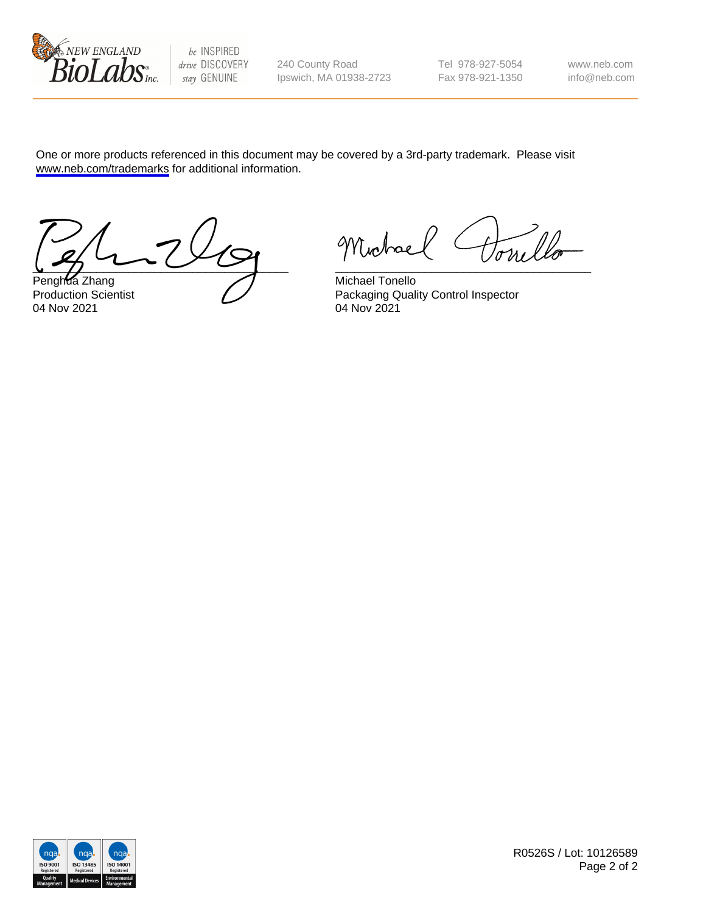One or more products referenced in this document may be covered by a 3rd-party trademark. Please visit www.neb.com/trademarks for additional information.

Penghua Zhang
Production Scientist
04 Nov 2021

Michael Tonello
Packaging Quality Control Inspector
04 Nov 2021

R0526S / Lot: 10126589